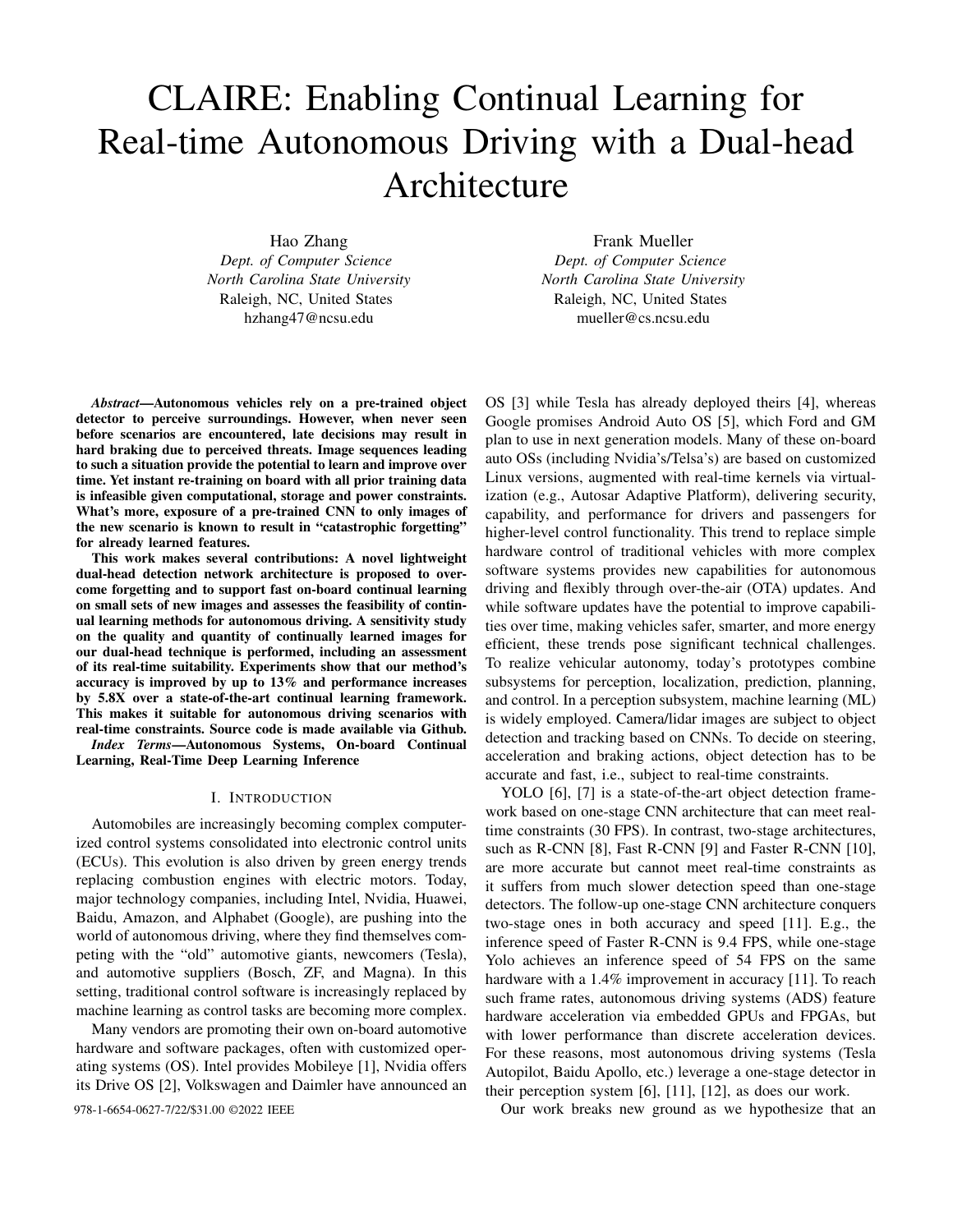# CLAIRE: Enabling Continual Learning for Real-time Autonomous Driving with a Dual-head Architecture

Hao Zhang
*Dept. of Computer Science*
*North Carolina State University*
Raleigh, NC, United States
hzhang47@ncsu.edu

Frank Mueller
*Dept. of Computer Science*
*North Carolina State University*
Raleigh, NC, United States
mueller@cs.ncsu.edu

***Abstract*—Autonomous vehicles rely on a pre-trained object detector to perceive surroundings. However, when never seen before scenarios are encountered, late decisions may result in hard braking due to perceived threats. Image sequences leading to such a situation provide the potential to learn and improve over time. Yet instant re-training on board with all prior training data is infeasible given computational, storage and power constraints. What's more, exposure of a pre-trained CNN to only images of the new scenario is known to result in "catastrophic forgetting" for already learned features.**

**This work makes several contributions: A novel lightweight dual-head detection network architecture is proposed to overcome forgetting and to support fast on-board continual learning on small sets of new images and assesses the feasibility of continual learning methods for autonomous driving. A sensitivity study on the quality and quantity of continually learned images for our dual-head technique is performed, including an assessment of its real-time suitability. Experiments show that our method's accuracy is improved by up to 13% and performance increases by 5.8X over a state-of-the-art continual learning framework. This makes it suitable for autonomous driving scenarios with real-time constraints. Source code is made available via Github.**

***Index Terms*—Autonomous Systems, On-board Continual Learning, Real-Time Deep Learning Inference**

## I. Introduction

Automobiles are increasingly becoming complex computerized control systems consolidated into electronic control units (ECUs). This evolution is also driven by green energy trends replacing combustion engines with electric motors. Today, major technology companies, including Intel, Nvidia, Huawei, Baidu, Amazon, and Alphabet (Google), are pushing into the world of autonomous driving, where they find themselves competing with the "old" automotive giants, newcomers (Tesla), and automotive suppliers (Bosch, ZF, and Magna). In this setting, traditional control software is increasingly replaced by machine learning as control tasks are becoming more complex.

Many vendors are promoting their own on-board automotive hardware and software packages, often with customized operating systems (OS). Intel provides Mobileye [1], Nvidia offers its Drive OS [2], Volkswagen and Daimler have announced an OS [3] while Tesla has already deployed theirs [4], whereas Google promises Android Auto OS [5], which Ford and GM plan to use in next generation models. Many of these on-board auto OSs (including Nvidia's/Telsa's) are based on customized Linux versions, augmented with real-time kernels via virtualization (e.g., Autosar Adaptive Platform), delivering security, capability, and performance for drivers and passengers for higher-level control functionality. This trend to replace simple hardware control of traditional vehicles with more complex software systems provides new capabilities for autonomous driving and flexibly through over-the-air (OTA) updates. And while software updates have the potential to improve capabilities over time, making vehicles safer, smarter, and more energy efficient, these trends pose significant technical challenges. To realize vehicular autonomy, today's prototypes combine subsystems for perception, localization, prediction, planning, and control. In a perception subsystem, machine learning (ML) is widely employed. Camera/lidar images are subject to object detection and tracking based on CNNs. To decide on steering, acceleration and braking actions, object detection has to be accurate and fast, i.e., subject to real-time constraints.

YOLO [6], [7] is a state-of-the-art object detection framework based on one-stage CNN architecture that can meet real-time constraints (30 FPS). In contrast, two-stage architectures, such as R-CNN [8], Fast R-CNN [9] and Faster R-CNN [10], are more accurate but cannot meet real-time constraints as it suffers from much slower detection speed than one-stage detectors. The follow-up one-stage CNN architecture conquers two-stage ones in both accuracy and speed [11]. E.g., the inference speed of Faster R-CNN is 9.4 FPS, while one-stage Yolo achieves an inference speed of 54 FPS on the same hardware with a 1.4% improvement in accuracy [11]. To reach such frame rates, autonomous driving systems (ADS) feature hardware acceleration via embedded GPUs and FPGAs, but with lower performance than discrete acceleration devices. For these reasons, most autonomous driving systems (Tesla Autopilot, Baidu Apollo, etc.) leverage a one-stage detector in their perception system [6], [11], [12], as does our work.

Our work breaks new ground as we hypothesize that an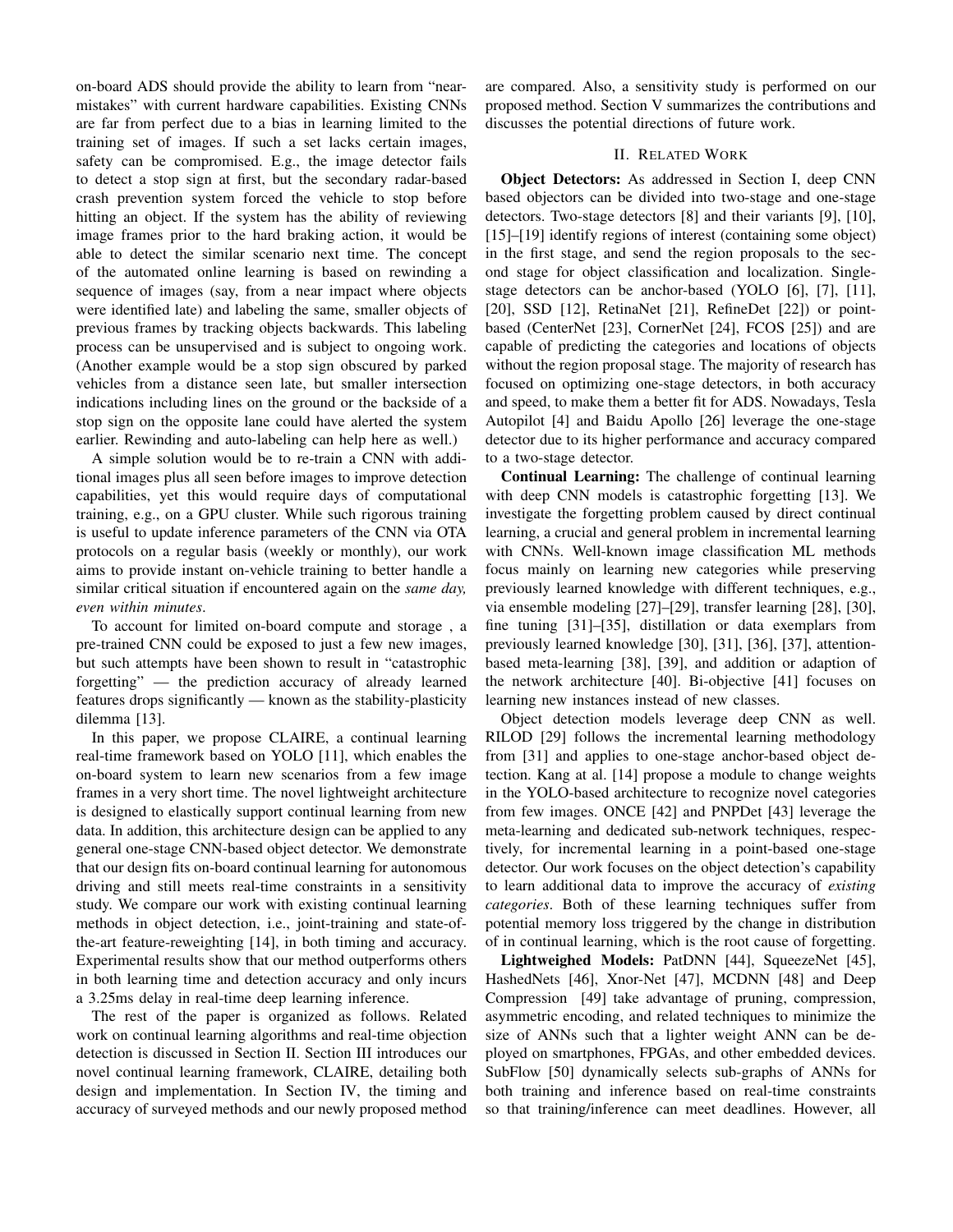on-board ADS should provide the ability to learn from "near-mistakes" with current hardware capabilities. Existing CNNs are far from perfect due to a bias in learning limited to the training set of images. If such a set lacks certain images, safety can be compromised. E.g., the image detector fails to detect a stop sign at first, but the secondary radar-based crash prevention system forced the vehicle to stop before hitting an object. If the system has the ability of reviewing image frames prior to the hard braking action, it would be able to detect the similar scenario next time. The concept of the automated online learning is based on rewinding a sequence of images (say, from a near impact where objects were identified late) and labeling the same, smaller objects of previous frames by tracking objects backwards. This labeling process can be unsupervised and is subject to ongoing work. (Another example would be a stop sign obscured by parked vehicles from a distance seen late, but smaller intersection indications including lines on the ground or the backside of a stop sign on the opposite lane could have alerted the system earlier. Rewinding and auto-labeling can help here as well.)

A simple solution would be to re-train a CNN with additional images plus all seen before images to improve detection capabilities, yet this would require days of computational training, e.g., on a GPU cluster. While such rigorous training is useful to update inference parameters of the CNN via OTA protocols on a regular basis (weekly or monthly), our work aims to provide instant on-vehicle training to better handle a similar critical situation if encountered again on the *same day, even within minutes*.

To account for limited on-board compute and storage , a pre-trained CNN could be exposed to just a few new images, but such attempts have been shown to result in "catastrophic forgetting" — the prediction accuracy of already learned features drops significantly — known as the stability-plasticity dilemma [13].

In this paper, we propose CLAIRE, a continual learning real-time framework based on YOLO [11], which enables the on-board system to learn new scenarios from a few image frames in a very short time. The novel lightweight architecture is designed to elastically support continual learning from new data. In addition, this architecture design can be applied to any general one-stage CNN-based object detector. We demonstrate that our design fits on-board continual learning for autonomous driving and still meets real-time constraints in a sensitivity study. We compare our work with existing continual learning methods in object detection, i.e., joint-training and state-of-the-art feature-reweighting [14], in both timing and accuracy. Experimental results show that our method outperforms others in both learning time and detection accuracy and only incurs a 3.25ms delay in real-time deep learning inference.

The rest of the paper is organized as follows. Related work on continual learning algorithms and real-time objection detection is discussed in Section II. Section III introduces our novel continual learning framework, CLAIRE, detailing both design and implementation. In Section IV, the timing and accuracy of surveyed methods and our newly proposed method are compared. Also, a sensitivity study is performed on our proposed method. Section V summarizes the contributions and discusses the potential directions of future work.

## II. Related Work

**Object Detectors:** As addressed in Section I, deep CNN based objectors can be divided into two-stage and one-stage detectors. Two-stage detectors [8] and their variants [9], [10], [15]–[19] identify regions of interest (containing some object) in the first stage, and send the region proposals to the second stage for object classification and localization. Single-stage detectors can be anchor-based (YOLO [6], [7], [11], [20], SSD [12], RetinaNet [21], RefineDet [22]) or point-based (CenterNet [23], CornerNet [24], FCOS [25]) and are capable of predicting the categories and locations of objects without the region proposal stage. The majority of research has focused on optimizing one-stage detectors, in both accuracy and speed, to make them a better fit for ADS. Nowadays, Tesla Autopilot [4] and Baidu Apollo [26] leverage the one-stage detector due to its higher performance and accuracy compared to a two-stage detector.

**Continual Learning:** The challenge of continual learning with deep CNN models is catastrophic forgetting [13]. We investigate the forgetting problem caused by direct continual learning, a crucial and general problem in incremental learning with CNNs. Well-known image classification ML methods focus mainly on learning new categories while preserving previously learned knowledge with different techniques, e.g., via ensemble modeling [27]–[29], transfer learning [28], [30], fine tuning [31]–[35], distillation or data exemplars from previously learned knowledge [30], [31], [36], [37], attention-based meta-learning [38], [39], and addition or adaption of the network architecture [40]. Bi-objective [41] focuses on learning new instances instead of new classes.

Object detection models leverage deep CNN as well. RILOD [29] follows the incremental learning methodology from [31] and applies to one-stage anchor-based object detection. Kang at al. [14] propose a module to change weights in the YOLO-based architecture to recognize novel categories from few images. ONCE [42] and PNPDet [43] leverage the meta-learning and dedicated sub-network techniques, respectively, for incremental learning in a point-based one-stage detector. Our work focuses on the object detection's capability to learn additional data to improve the accuracy of *existing categories*. Both of these learning techniques suffer from potential memory loss triggered by the change in distribution of in continual learning, which is the root cause of forgetting.

**Lightweighed Models:** PatDNN [44], SqueezeNet [45], HashedNets [46], Xnor-Net [47], MCDNN [48] and Deep Compression [49] take advantage of pruning, compression, asymmetric encoding, and related techniques to minimize the size of ANNs such that a lighter weight ANN can be deployed on smartphones, FPGAs, and other embedded devices. SubFlow [50] dynamically selects sub-graphs of ANNs for both training and inference based on real-time constraints so that training/inference can meet deadlines. However, all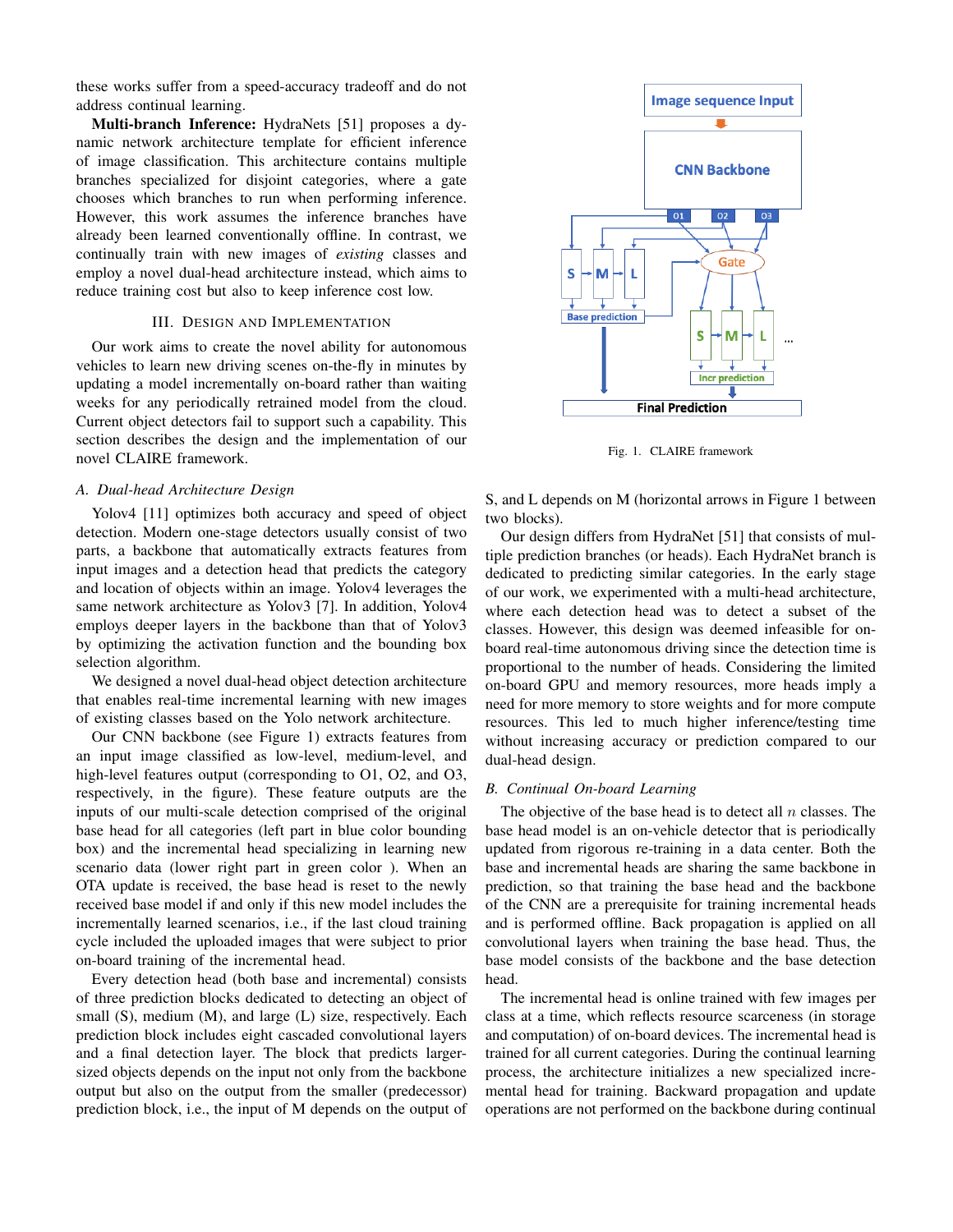these works suffer from a speed-accuracy tradeoff and do not address continual learning.

**Multi-branch Inference:** HydraNets [51] proposes a dynamic network architecture template for efficient inference of image classification. This architecture contains multiple branches specialized for disjoint categories, where a gate chooses which branches to run when performing inference. However, this work assumes the inference branches have already been learned conventionally offline. In contrast, we continually train with new images of *existing* classes and employ a novel dual-head architecture instead, which aims to reduce training cost but also to keep inference cost low.

## III. Design and Implementation

Our work aims to create the novel ability for autonomous vehicles to learn new driving scenes on-the-fly in minutes by updating a model incrementally on-board rather than waiting weeks for any periodically retrained model from the cloud. Current object detectors fail to support such a capability. This section describes the design and the implementation of our novel CLAIRE framework.

### A. Dual-head Architecture Design

Yolov4 [11] optimizes both accuracy and speed of object detection. Modern one-stage detectors usually consist of two parts, a backbone that automatically extracts features from input images and a detection head that predicts the category and location of objects within an image. Yolov4 leverages the same network architecture as Yolov3 [7]. In addition, Yolov4 employs deeper layers in the backbone than that of Yolov3 by optimizing the activation function and the bounding box selection algorithm.

We designed a novel dual-head object detection architecture that enables real-time incremental learning with new images of existing classes based on the Yolo network architecture.

Our CNN backbone (see Figure 1) extracts features from an input image classified as low-level, medium-level, and high-level features output (corresponding to O1, O2, and O3, respectively, in the figure). These feature outputs are the inputs of our multi-scale detection comprised of the original base head for all categories (left part in blue color bounding box) and the incremental head specializing in learning new scenario data (lower right part in green color ). When an OTA update is received, the base head is reset to the newly received base model if and only if this new model includes the incrementally learned scenarios, i.e., if the last cloud training cycle included the uploaded images that were subject to prior on-board training of the incremental head.

Every detection head (both base and incremental) consists of three prediction blocks dedicated to detecting an object of small (S), medium (M), and large (L) size, respectively. Each prediction block includes eight cascaded convolutional layers and a final detection layer. The block that predicts larger-sized objects depends on the input not only from the backbone output but also on the output from the smaller (predecessor) prediction block, i.e., the input of M depends on the output of S, and L depends on M (horizontal arrows in Figure 1 between two blocks).

Fig. 1. CLAIRE framework

Our design differs from HydraNet [51] that consists of multiple prediction branches (or heads). Each HydraNet branch is dedicated to predicting similar categories. In the early stage of our work, we experimented with a multi-head architecture, where each detection head was to detect a subset of the classes. However, this design was deemed infeasible for on-board real-time autonomous driving since the detection time is proportional to the number of heads. Considering the limited on-board GPU and memory resources, more heads imply a need for more memory to store weights and for more compute resources. This led to much higher inference/testing time without increasing accuracy or prediction compared to our dual-head design.

### B. Continual On-board Learning

The objective of the base head is to detect all $n$ classes. The base head model is an on-vehicle detector that is periodically updated from rigorous re-training in a data center. Both the base and incremental heads are sharing the same backbone in prediction, so that training the base head and the backbone of the CNN are a prerequisite for training incremental heads and is performed offline. Back propagation is applied on all convolutional layers when training the base head. Thus, the base model consists of the backbone and the base detection head.

The incremental head is online trained with few images per class at a time, which reflects resource scarceness (in storage and computation) of on-board devices. The incremental head is trained for all current categories. During the continual learning process, the architecture initializes a new specialized incremental head for training. Backward propagation and update operations are not performed on the backbone during continual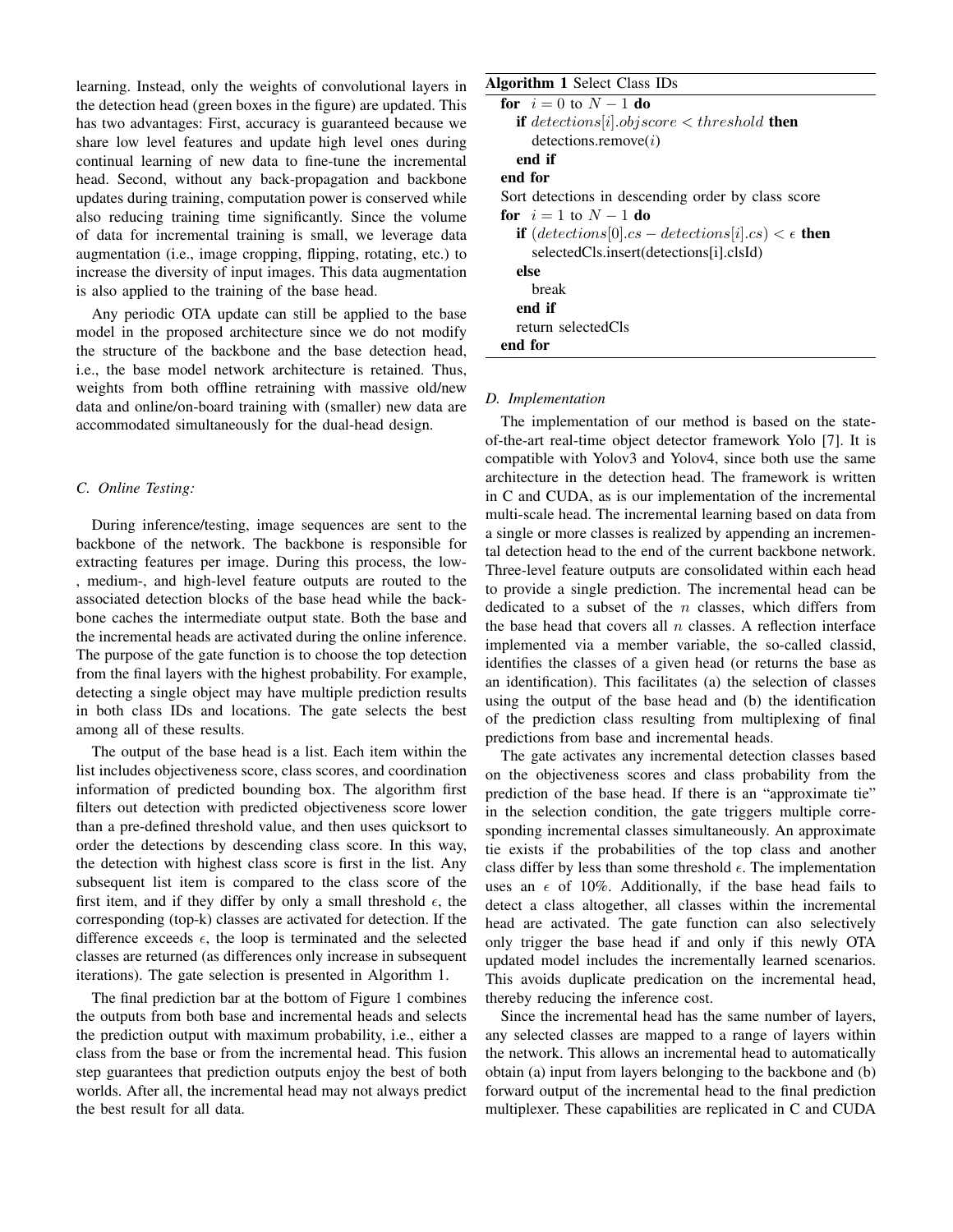learning. Instead, only the weights of convolutional layers in the detection head (green boxes in the figure) are updated. This has two advantages: First, accuracy is guaranteed because we share low level features and update high level ones during continual learning of new data to fine-tune the incremental head. Second, without any back-propagation and backbone updates during training, computation power is conserved while also reducing training time significantly. Since the volume of data for incremental training is small, we leverage data augmentation (i.e., image cropping, flipping, rotating, etc.) to increase the diversity of input images. This data augmentation is also applied to the training of the base head.

Any periodic OTA update can still be applied to the base model in the proposed architecture since we do not modify the structure of the backbone and the base detection head, i.e., the base model network architecture is retained. Thus, weights from both offline retraining with massive old/new data and online/on-board training with (smaller) new data are accommodated simultaneously for the dual-head design.

### C. Online Testing:

During inference/testing, image sequences are sent to the backbone of the network. The backbone is responsible for extracting features per image. During this process, the low-, medium-, and high-level feature outputs are routed to the associated detection blocks of the base head while the backbone caches the intermediate output state. Both the base and the incremental heads are activated during the online inference. The purpose of the gate function is to choose the top detection from the final layers with the highest probability. For example, detecting a single object may have multiple prediction results in both class IDs and locations. The gate selects the best among all of these results.

The output of the base head is a list. Each item within the list includes objectiveness score, class scores, and coordination information of predicted bounding box. The algorithm first filters out detection with predicted objectiveness score lower than a pre-defined threshold value, and then uses quicksort to order the detections by descending class score. In this way, the detection with highest class score is first in the list. Any subsequent list item is compared to the class score of the first item, and if they differ by only a small threshold $\epsilon$, the corresponding (top-k) classes are activated for detection. If the difference exceeds $\epsilon$, the loop is terminated and the selected classes are returned (as differences only increase in subsequent iterations). The gate selection is presented in Algorithm 1.

The final prediction bar at the bottom of Figure 1 combines the outputs from both base and incremental heads and selects the prediction output with maximum probability, i.e., either a class from the base or from the incremental head. This fusion step guarantees that prediction outputs enjoy the best of both worlds. After all, the incremental head may not always predict the best result for all data.

**Algorithm 1** Select Class IDs

```
for i = 0 to N − 1 do
    if detections[i].objscore < threshold then
        detections.remove(i)
    end if
end for
Sort detections in descending order by class score
for i = 1 to N − 1 do
    if (detections[0].cs − detections[i].cs) < ε then
        selectedCls.insert(detections[i].clsId)
    else
        break
    end if
    return selectedCls
end for
```

### D. Implementation

The implementation of our method is based on the state-of-the-art real-time object detector framework Yolo [7]. It is compatible with Yolov3 and Yolov4, since both use the same architecture in the detection head. The framework is written in C and CUDA, as is our implementation of the incremental multi-scale head. The incremental learning based on data from a single or more classes is realized by appending an incremental detection head to the end of the current backbone network. Three-level feature outputs are consolidated within each head to provide a single prediction. The incremental head can be dedicated to a subset of the $n$ classes, which differs from the base head that covers all $n$ classes. A reflection interface implemented via a member variable, the so-called classid, identifies the classes of a given head (or returns the base as an identification). This facilitates (a) the selection of classes using the output of the base head and (b) the identification of the prediction class resulting from multiplexing of final predictions from base and incremental heads.

The gate activates any incremental detection classes based on the objectiveness scores and class probability from the prediction of the base head. If there is an "approximate tie" in the selection condition, the gate triggers multiple corresponding incremental classes simultaneously. An approximate tie exists if the probabilities of the top class and another class differ by less than some threshold $\epsilon$. The implementation uses an $\epsilon$ of 10%. Additionally, if the base head fails to detect a class altogether, all classes within the incremental head are activated. The gate function can also selectively only trigger the base head if and only if this newly OTA updated model includes the incrementally learned scenarios. This avoids duplicate predication on the incremental head, thereby reducing the inference cost.

Since the incremental head has the same number of layers, any selected classes are mapped to a range of layers within the network. This allows an incremental head to automatically obtain (a) input from layers belonging to the backbone and (b) forward output of the incremental head to the final prediction multiplexer. These capabilities are replicated in C and CUDA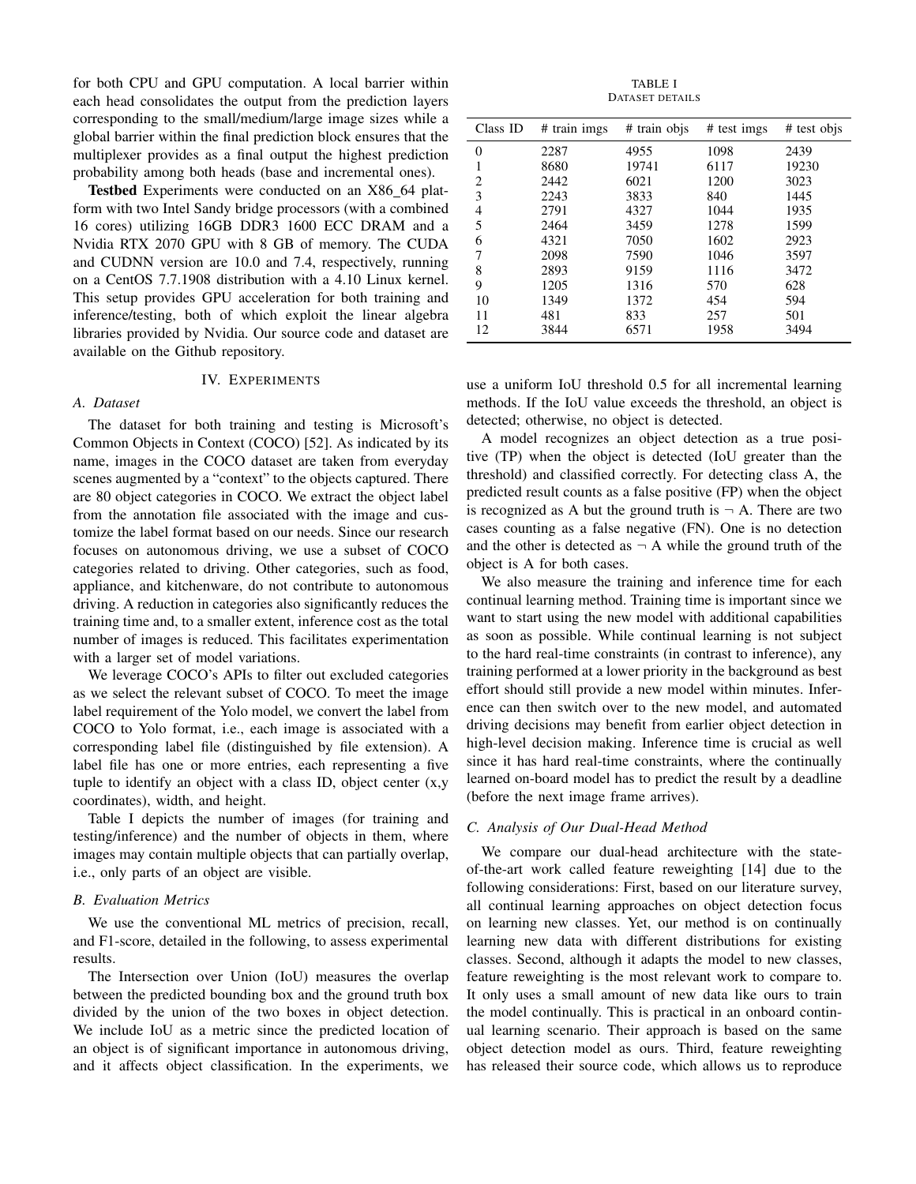for both CPU and GPU computation. A local barrier within each head consolidates the output from the prediction layers corresponding to the small/medium/large image sizes while a global barrier within the final prediction block ensures that the multiplexer provides as a final output the highest prediction probability among both heads (base and incremental ones).

**Testbed** Experiments were conducted on an X86_64 platform with two Intel Sandy bridge processors (with a combined 16 cores) utilizing 16GB DDR3 1600 ECC DRAM and a Nvidia RTX 2070 GPU with 8 GB of memory. The CUDA and CUDNN version are 10.0 and 7.4, respectively, running on a CentOS 7.7.1908 distribution with a 4.10 Linux kernel. This setup provides GPU acceleration for both training and inference/testing, both of which exploit the linear algebra libraries provided by Nvidia. Our source code and dataset are available on the Github repository.

## IV. Experiments

### A. Dataset

The dataset for both training and testing is Microsoft's Common Objects in Context (COCO) [52]. As indicated by its name, images in the COCO dataset are taken from everyday scenes augmented by a "context" to the objects captured. There are 80 object categories in COCO. We extract the object label from the annotation file associated with the image and customize the label format based on our needs. Since our research focuses on autonomous driving, we use a subset of COCO categories related to driving. Other categories, such as food, appliance, and kitchenware, do not contribute to autonomous driving. A reduction in categories also significantly reduces the training time and, to a smaller extent, inference cost as the total number of images is reduced. This facilitates experimentation with a larger set of model variations.

We leverage COCO's APIs to filter out excluded categories as we select the relevant subset of COCO. To meet the image label requirement of the Yolo model, we convert the label from COCO to Yolo format, i.e., each image is associated with a corresponding label file (distinguished by file extension). A label file has one or more entries, each representing a five tuple to identify an object with a class ID, object center (x,y coordinates), width, and height.

Table I depicts the number of images (for training and testing/inference) and the number of objects in them, where images may contain multiple objects that can partially overlap, i.e., only parts of an object are visible.

TABLE I
Dataset details

| Class ID | # train imgs | # train objs | # test imgs | # test objs |
|---|---|---|---|---|
| 0 | 2287 | 4955 | 1098 | 2439 |
| 1 | 8680 | 19741 | 6117 | 19230 |
| 2 | 2442 | 6021 | 1200 | 3023 |
| 3 | 2243 | 3833 | 840 | 1445 |
| 4 | 2791 | 4327 | 1044 | 1935 |
| 5 | 2464 | 3459 | 1278 | 1599 |
| 6 | 4321 | 7050 | 1602 | 2923 |
| 7 | 2098 | 7590 | 1046 | 3597 |
| 8 | 2893 | 9159 | 1116 | 3472 |
| 9 | 1205 | 1316 | 570 | 628 |
| 10 | 1349 | 1372 | 454 | 594 |
| 11 | 481 | 833 | 257 | 501 |
| 12 | 3844 | 6571 | 1958 | 3494 |

### B. Evaluation Metrics

We use the conventional ML metrics of precision, recall, and F1-score, detailed in the following, to assess experimental results.

The Intersection over Union (IoU) measures the overlap between the predicted bounding box and the ground truth box divided by the union of the two boxes in object detection. We include IoU as a metric since the predicted location of an object is of significant importance in autonomous driving, and it affects object classification. In the experiments, we use a uniform IoU threshold 0.5 for all incremental learning methods. If the IoU value exceeds the threshold, an object is detected; otherwise, no object is detected.

A model recognizes an object detection as a true positive (TP) when the object is detected (IoU greater than the threshold) and classified correctly. For detecting class A, the predicted result counts as a false positive (FP) when the object is recognized as A but the ground truth is $\neg$ A. There are two cases counting as a false negative (FN). One is no detection and the other is detected as $\neg$ A while the ground truth of the object is A for both cases.

We also measure the training and inference time for each continual learning method. Training time is important since we want to start using the new model with additional capabilities as soon as possible. While continual learning is not subject to the hard real-time constraints (in contrast to inference), any training performed at a lower priority in the background as best effort should still provide a new model within minutes. Inference can then switch over to the new model, and automated driving decisions may benefit from earlier object detection in high-level decision making. Inference time is crucial as well since it has hard real-time constraints, where the continually learned on-board model has to predict the result by a deadline (before the next image frame arrives).

### C. Analysis of Our Dual-Head Method

We compare our dual-head architecture with the state-of-the-art work called feature reweighting [14] due to the following considerations: First, based on our literature survey, all continual learning approaches on object detection focus on learning new classes. Yet, our method is on continually learning new data with different distributions for existing classes. Second, although it adapts the model to new classes, feature reweighting is the most relevant work to compare to. It only uses a small amount of new data like ours to train the model continually. This is practical in an onboard continual learning scenario. Their approach is based on the same object detection model as ours. Third, feature reweighting has released their source code, which allows us to reproduce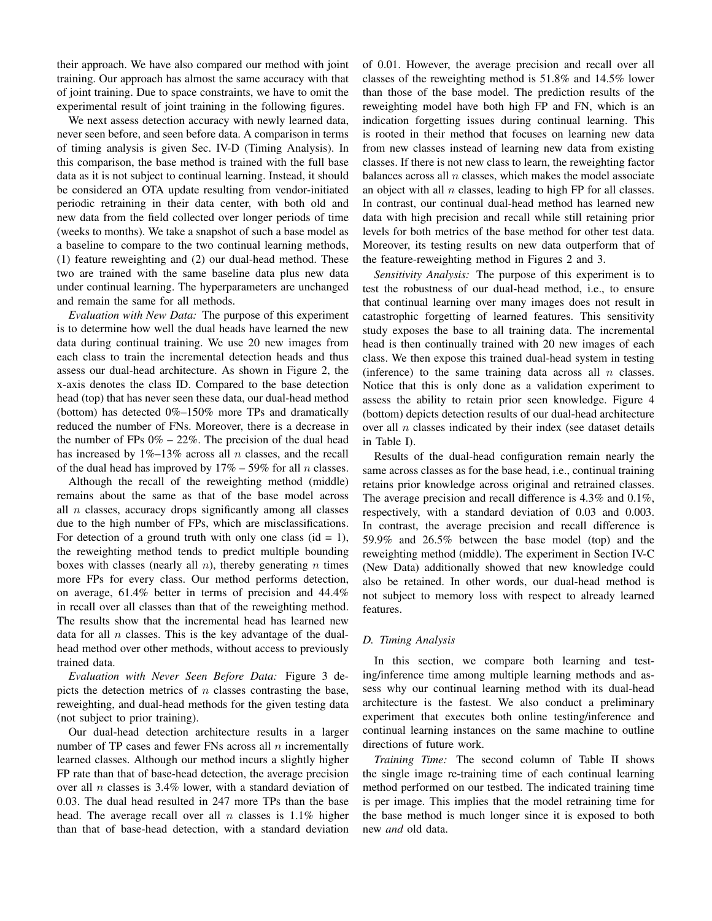their approach. We have also compared our method with joint training. Our approach has almost the same accuracy with that of joint training. Due to space constraints, we have to omit the experimental result of joint training in the following figures.

We next assess detection accuracy with newly learned data, never seen before, and seen before data. A comparison in terms of timing analysis is given Sec. IV-D (Timing Analysis). In this comparison, the base method is trained with the full base data as it is not subject to continual learning. Instead, it should be considered an OTA update resulting from vendor-initiated periodic retraining in their data center, with both old and new data from the field collected over longer periods of time (weeks to months). We take a snapshot of such a base model as a baseline to compare to the two continual learning methods, (1) feature reweighting and (2) our dual-head method. These two are trained with the same baseline data plus new data under continual learning. The hyperparameters are unchanged and remain the same for all methods.

*Evaluation with New Data:* The purpose of this experiment is to determine how well the dual heads have learned the new data during continual training. We use 20 new images from each class to train the incremental detection heads and thus assess our dual-head architecture. As shown in Figure 2, the x-axis denotes the class ID. Compared to the base detection head (top) that has never seen these data, our dual-head method (bottom) has detected 0%–150% more TPs and dramatically reduced the number of FNs. Moreover, there is a decrease in the number of FPs 0% – 22%. The precision of the dual head has increased by 1%–13% across all $n$ classes, and the recall of the dual head has improved by 17% – 59% for all $n$ classes.

Although the recall of the reweighting method (middle) remains about the same as that of the base model across all $n$ classes, accuracy drops significantly among all classes due to the high number of FPs, which are misclassifications. For detection of a ground truth with only one class (id = 1), the reweighting method tends to predict multiple bounding boxes with classes (nearly all $n$), thereby generating $n$ times more FPs for every class. Our method performs detection, on average, 61.4% better in terms of precision and 44.4% in recall over all classes than that of the reweighting method. The results show that the incremental head has learned new data for all $n$ classes. This is the key advantage of the dual-head method over other methods, without access to previously trained data.

*Evaluation with Never Seen Before Data:* Figure 3 depicts the detection metrics of $n$ classes contrasting the base, reweighting, and dual-head methods for the given testing data (not subject to prior training).

Our dual-head detection architecture results in a larger number of TP cases and fewer FNs across all $n$ incrementally learned classes. Although our method incurs a slightly higher FP rate than that of base-head detection, the average precision over all $n$ classes is 3.4% lower, with a standard deviation of 0.03. The dual head resulted in 247 more TPs than the base head. The average recall over all $n$ classes is 1.1% higher than that of base-head detection, with a standard deviation of 0.01. However, the average precision and recall over all classes of the reweighting method is 51.8% and 14.5% lower than those of the base model. The prediction results of the reweighting model have both high FP and FN, which is an indication forgetting issues during continual learning. This is rooted in their method that focuses on learning new data from new classes instead of learning new data from existing classes. If there is not new class to learn, the reweighting factor balances across all $n$ classes, which makes the model associate an object with all $n$ classes, leading to high FP for all classes. In contrast, our continual dual-head method has learned new data with high precision and recall while still retaining prior levels for both metrics of the base method for other test data. Moreover, its testing results on new data outperform that of the feature-reweighting method in Figures 2 and 3.

*Sensitivity Analysis:* The purpose of this experiment is to test the robustness of our dual-head method, i.e., to ensure that continual learning over many images does not result in catastrophic forgetting of learned features. This sensitivity study exposes the base to all training data. The incremental head is then continually trained with 20 new images of each class. We then expose this trained dual-head system in testing (inference) to the same training data across all $n$ classes. Notice that this is only done as a validation experiment to assess the ability to retain prior seen knowledge. Figure 4 (bottom) depicts detection results of our dual-head architecture over all $n$ classes indicated by their index (see dataset details in Table I).

Results of the dual-head configuration remain nearly the same across classes as for the base head, i.e., continual training retains prior knowledge across original and retrained classes. The average precision and recall difference is 4.3% and 0.1%, respectively, with a standard deviation of 0.03 and 0.003. In contrast, the average precision and recall difference is 59.9% and 26.5% between the base model (top) and the reweighting method (middle). The experiment in Section IV-C (New Data) additionally showed that new knowledge could also be retained. In other words, our dual-head method is not subject to memory loss with respect to already learned features.

### D. Timing Analysis

In this section, we compare both learning and testing/inference time among multiple learning methods and assess why our continual learning method with its dual-head architecture is the fastest. We also conduct a preliminary experiment that executes both online testing/inference and continual learning instances on the same machine to outline directions of future work.

*Training Time:* The second column of Table II shows the single image re-training time of each continual learning method performed on our testbed. The indicated training time is per image. This implies that the model retraining time for the base method is much longer since it is exposed to both new *and* old data.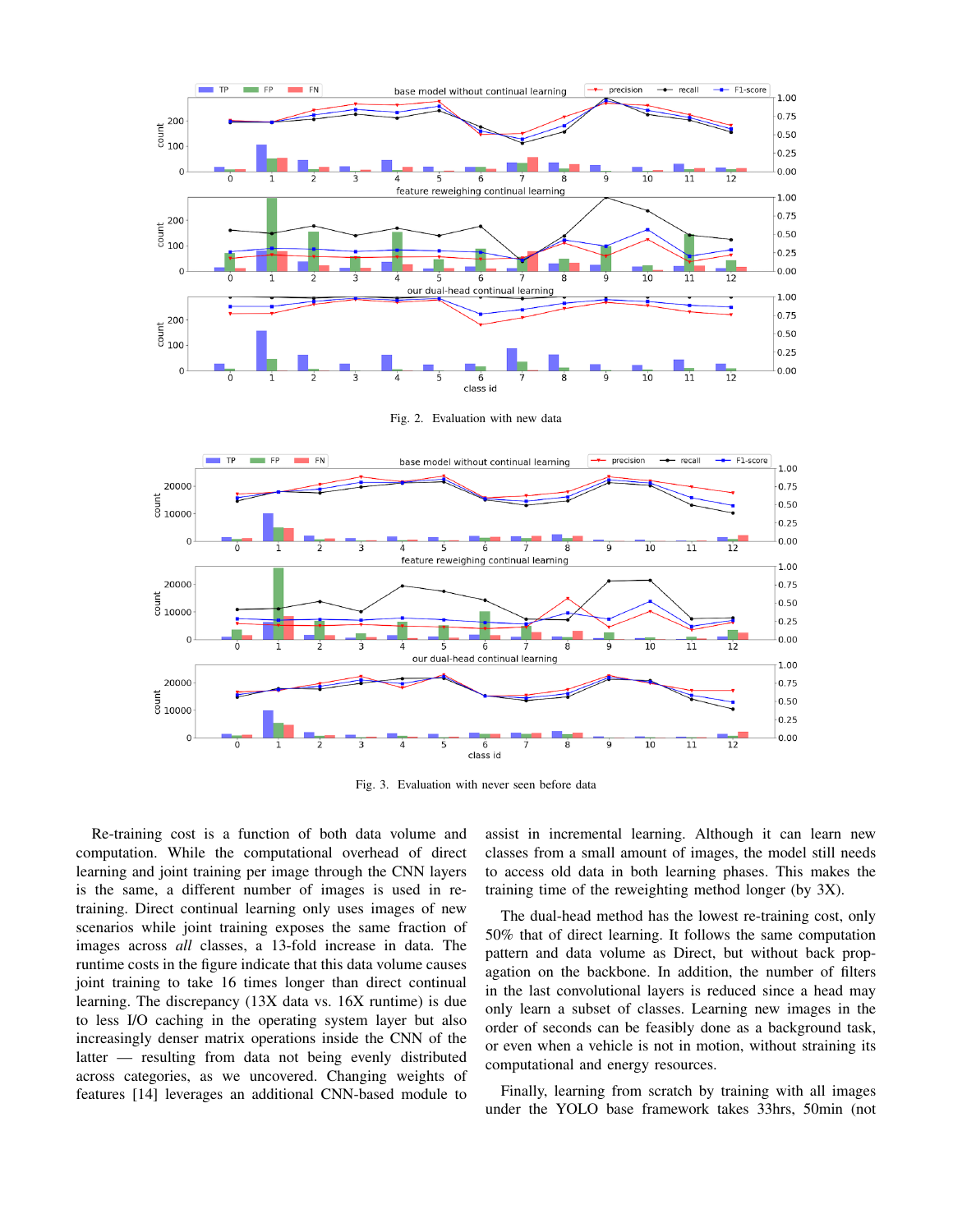Fig. 2. Evaluation with new data

Fig. 3. Evaluation with never seen before data

Re-training cost is a function of both data volume and computation. While the computational overhead of direct learning and joint training per image through the CNN layers is the same, a different number of images is used in re-training. Direct continual learning only uses images of new scenarios while joint training exposes the same fraction of images across *all* classes, a 13-fold increase in data. The runtime costs in the figure indicate that this data volume causes joint training to take 16 times longer than direct continual learning. The discrepancy (13X data vs. 16X runtime) is due to less I/O caching in the operating system layer but also increasingly denser matrix operations inside the CNN of the latter — resulting from data not being evenly distributed across categories, as we uncovered. Changing weights of features [14] leverages an additional CNN-based module to assist in incremental learning. Although it can learn new classes from a small amount of images, the model still needs to access old data in both learning phases. This makes the training time of the reweighting method longer (by 3X).

The dual-head method has the lowest re-training cost, only 50% that of direct learning. It follows the same computation pattern and data volume as Direct, but without back propagation on the backbone. In addition, the number of filters in the last convolutional layers is reduced since a head may only learn a subset of classes. Learning new images in the order of seconds can be feasibly done as a background task, or even when a vehicle is not in motion, without straining its computational and energy resources.

Finally, learning from scratch by training with all images under the YOLO base framework takes 33hrs, 50min (not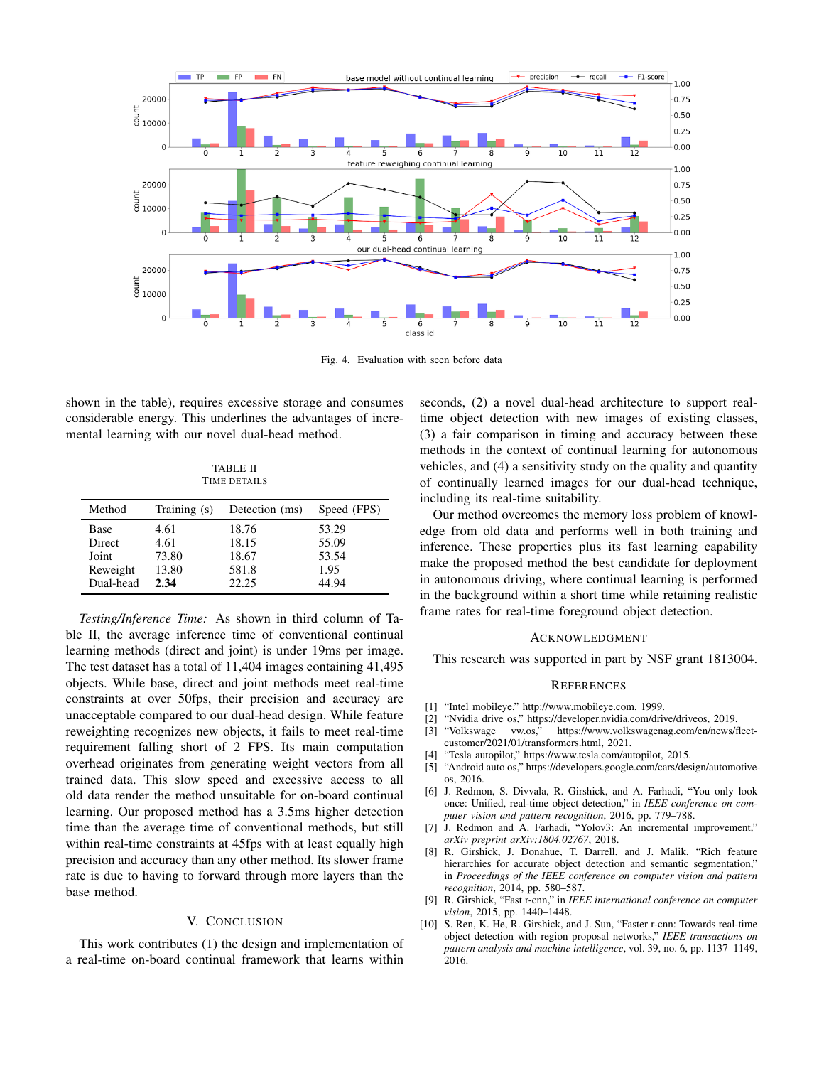Fig. 4. Evaluation with seen before data

shown in the table), requires excessive storage and consumes considerable energy. This underlines the advantages of incremental learning with our novel dual-head method.

TABLE II
TIME DETAILS

| Method | Training (s) | Detection (ms) | Speed (FPS) |
|---|---|---|---|
| Base | 4.61 | 18.76 | 53.29 |
| Direct | 4.61 | 18.15 | 55.09 |
| Joint | 73.80 | 18.67 | 53.54 |
| Reweight | 13.80 | 581.8 | 1.95 |
| Dual-head | **2.34** | 22.25 | 44.94 |

*Testing/Inference Time:* As shown in third column of Table II, the average inference time of conventional continual learning methods (direct and joint) is under 19ms per image. The test dataset has a total of 11,404 images containing 41,495 objects. While base, direct and joint methods meet real-time constraints at over 50fps, their precision and accuracy are unacceptable compared to our dual-head design. While feature reweighting recognizes new objects, it fails to meet real-time requirement falling short of 2 FPS. Its main computation overhead originates from generating weight vectors from all trained data. This slow speed and excessive access to all old data render the method unsuitable for on-board continual learning. Our proposed method has a 3.5ms higher detection time than the average time of conventional methods, but still within real-time constraints at 45fps with at least equally high precision and accuracy than any other method. Its slower frame rate is due to having to forward through more layers than the base method.

## V. Conclusion

This work contributes (1) the design and implementation of a real-time on-board continual framework that learns within seconds, (2) a novel dual-head architecture to support real-time object detection with new images of existing classes, (3) a fair comparison in timing and accuracy between these methods in the context of continual learning for autonomous vehicles, and (4) a sensitivity study on the quality and quantity of continually learned images for our dual-head technique, including its real-time suitability.

Our method overcomes the memory loss problem of knowledge from old data and performs well in both training and inference. These properties plus its fast learning capability make the proposed method the best candidate for deployment in autonomous driving, where continual learning is performed in the background within a short time while retaining realistic frame rates for real-time foreground object detection.

## Acknowledgment

This research was supported in part by NSF grant 1813004.

## References

[1] "Intel mobileye," http://www.mobileye.com, 1999.

[2] "Nvidia drive os," https://developer.nvidia.com/drive/driveos, 2019.

[3] "Volkswage vw.os," https://www.volkswagenag.com/en/news/fleet-customer/2021/01/transformers.html, 2021.

[4] "Tesla autopilot," https://www.tesla.com/autopilot, 2015.

[5] "Android auto os," https://developers.google.com/cars/design/automotive-os, 2016.

[6] J. Redmon, S. Divvala, R. Girshick, and A. Farhadi, "You only look once: Unified, real-time object detection," in *IEEE conference on computer vision and pattern recognition*, 2016, pp. 779–788.

[7] J. Redmon and A. Farhadi, "Yolov3: An incremental improvement," *arXiv preprint arXiv:1804.02767*, 2018.

[8] R. Girshick, J. Donahue, T. Darrell, and J. Malik, "Rich feature hierarchies for accurate object detection and semantic segmentation," in *Proceedings of the IEEE conference on computer vision and pattern recognition*, 2014, pp. 580–587.

[9] R. Girshick, "Fast r-cnn," in *IEEE international conference on computer vision*, 2015, pp. 1440–1448.

[10] S. Ren, K. He, R. Girshick, and J. Sun, "Faster r-cnn: Towards real-time object detection with region proposal networks," *IEEE transactions on pattern analysis and machine intelligence*, vol. 39, no. 6, pp. 1137–1149, 2016.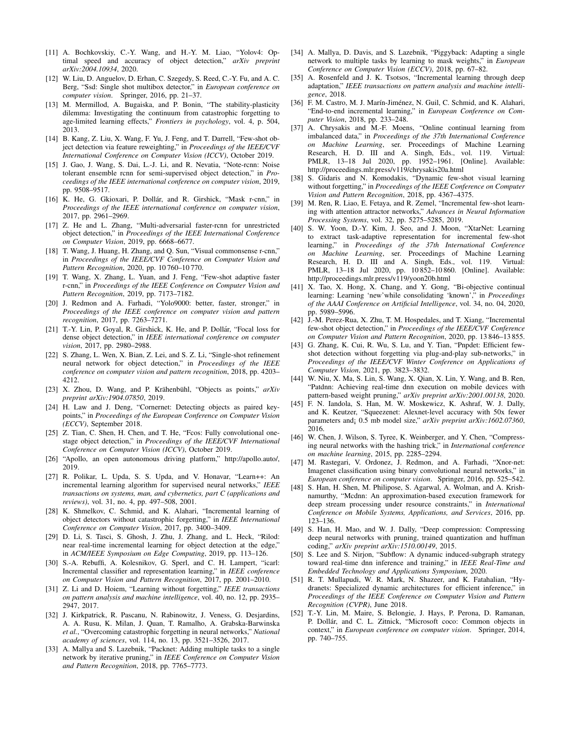[11] A. Bochkovskiy, C.-Y. Wang, and H.-Y. M. Liao, "Yolov4: Optimal speed and accuracy of object detection," *arXiv preprint arXiv:2004.10934*, 2020.

[12] W. Liu, D. Anguelov, D. Erhan, C. Szegedy, S. Reed, C.-Y. Fu, and A. C. Berg, "Ssd: Single shot multibox detector," in *European conference on computer vision*. Springer, 2016, pp. 21–37.

[13] M. Mermillod, A. Bugaiska, and P. Bonin, "The stability-plasticity dilemma: Investigating the continuum from catastrophic forgetting to age-limited learning effects," *Frontiers in psychology*, vol. 4, p. 504, 2013.

[14] B. Kang, Z. Liu, X. Wang, F. Yu, J. Feng, and T. Darrell, "Few-shot object detection via feature reweighting," in *Proceedings of the IEEE/CVF International Conference on Computer Vision (ICCV)*, October 2019.

[15] J. Gao, J. Wang, S. Dai, L.-J. Li, and R. Nevatia, "Note-rcnn: Noise tolerant ensemble rcnn for semi-supervised object detection," in *Proceedings of the IEEE international conference on computer vision*, 2019, pp. 9508–9517.

[16] K. He, G. Gkioxari, P. Dollár, and R. Girshick, "Mask r-cnn," in *Proceedings of the IEEE international conference on computer vision*, 2017, pp. 2961–2969.

[17] Z. He and L. Zhang, "Multi-adversarial faster-rcnn for unrestricted object detection," in *Proceedings of the IEEE International Conference on Computer Vision*, 2019, pp. 6668–6677.

[18] T. Wang, J. Huang, H. Zhang, and Q. Sun, "Visual commonsense r-cnn," in *Proceedings of the IEEE/CVF Conference on Computer Vision and Pattern Recognition*, 2020, pp. 10 760–10 770.

[19] T. Wang, X. Zhang, L. Yuan, and J. Feng, "Few-shot adaptive faster r-cnn," in *Proceedings of the IEEE Conference on Computer Vision and Pattern Recognition*, 2019, pp. 7173–7182.

[20] J. Redmon and A. Farhadi, "Yolo9000: better, faster, stronger," in *Proceedings of the IEEE conference on computer vision and pattern recognition*, 2017, pp. 7263–7271.

[21] T.-Y. Lin, P. Goyal, R. Girshick, K. He, and P. Dollár, "Focal loss for dense object detection," in *IEEE international conference on computer vision*, 2017, pp. 2980–2988.

[22] S. Zhang, L. Wen, X. Bian, Z. Lei, and S. Z. Li, "Single-shot refinement neural network for object detection," in *Proceedings of the IEEE conference on computer vision and pattern recognition*, 2018, pp. 4203–4212.

[23] X. Zhou, D. Wang, and P. Krähenbühl, "Objects as points," *arXiv preprint arXiv:1904.07850*, 2019.

[24] H. Law and J. Deng, "Cornernet: Detecting objects as paired keypoints," in *Proceedings of the European Conference on Computer Vision (ECCV)*, September 2018.

[25] Z. Tian, C. Shen, H. Chen, and T. He, "Fcos: Fully convolutional one-stage object detection," in *Proceedings of the IEEE/CVF International Conference on Computer Vision (ICCV)*, October 2019.

[26] "Apollo, an open autonomous driving platform," http://apollo.auto/, 2019.

[27] R. Polikar, L. Upda, S. S. Upda, and V. Honavar, "Learn++: An incremental learning algorithm for supervised neural networks," *IEEE transactions on systems, man, and cybernetics, part C (applications and reviews)*, vol. 31, no. 4, pp. 497–508, 2001.

[28] K. Shmelkov, C. Schmid, and K. Alahari, "Incremental learning of object detectors without catastrophic forgetting," in *IEEE International Conference on Computer Vision*, 2017, pp. 3400–3409.

[29] D. Li, S. Tasci, S. Ghosh, J. Zhu, J. Zhang, and L. Heck, "Rilod: near real-time incremental learning for object detection at the edge," in *ACM/IEEE Symposium on Edge Computing*, 2019, pp. 113–126.

[30] S.-A. Rebuffi, A. Kolesnikov, G. Sperl, and C. H. Lampert, "icarl: Incremental classifier and representation learning," in *IEEE conference on Computer Vision and Pattern Recognition*, 2017, pp. 2001–2010.

[31] Z. Li and D. Hoiem, "Learning without forgetting," *IEEE transactions on pattern analysis and machine intelligence*, vol. 40, no. 12, pp. 2935–2947, 2017.

[32] J. Kirkpatrick, R. Pascanu, N. Rabinowitz, J. Veness, G. Desjardins, A. A. Rusu, K. Milan, J. Quan, T. Ramalho, A. Grabska-Barwinska *et al.*, "Overcoming catastrophic forgetting in neural networks," *National academy of sciences*, vol. 114, no. 13, pp. 3521–3526, 2017.

[33] A. Mallya and S. Lazebnik, "Packnet: Adding multiple tasks to a single network by iterative pruning," in *IEEE Conference on Computer Vision and Pattern Recognition*, 2018, pp. 7765–7773.

[34] A. Mallya, D. Davis, and S. Lazebnik, "Piggyback: Adapting a single network to multiple tasks by learning to mask weights," in *European Conference on Computer Vision (ECCV)*, 2018, pp. 67–82.

[35] A. Rosenfeld and J. K. Tsotsos, "Incremental learning through deep adaptation," *IEEE transactions on pattern analysis and machine intelligence*, 2018.

[36] F. M. Castro, M. J. Marín-Jiménez, N. Guil, C. Schmid, and K. Alahari, "End-to-end incremental learning," in *European Conference on Computer Vision*, 2018, pp. 233–248.

[37] A. Chrysakis and M.-F. Moens, "Online continual learning from imbalanced data," in *Proceedings of the 37th International Conference on Machine Learning*, ser. Proceedings of Machine Learning Research, H. D. III and A. Singh, Eds., vol. 119. Virtual: PMLR, 13–18 Jul 2020, pp. 1952–1961. [Online]. Available: http://proceedings.mlr.press/v119/chrysakis20a.html

[38] S. Gidaris and N. Komodakis, "Dynamic few-shot visual learning without forgetting," in *Proceedings of the IEEE Conference on Computer Vision and Pattern Recognition*, 2018, pp. 4367–4375.

[39] M. Ren, R. Liao, E. Fetaya, and R. Zemel, "Incremental few-shot learning with attention attractor networks," *Advances in Neural Information Processing Systems*, vol. 32, pp. 5275–5285, 2019.

[40] S. W. Yoon, D.-Y. Kim, J. Seo, and J. Moon, "XtarNet: Learning to extract task-adaptive representation for incremental few-shot learning," in *Proceedings of the 37th International Conference on Machine Learning*, ser. Proceedings of Machine Learning Research, H. D. III and A. Singh, Eds., vol. 119. Virtual: PMLR, 13–18 Jul 2020, pp. 10 852–10 860. [Online]. Available: http://proceedings.mlr.press/v119/yoon20b.html

[41] X. Tao, X. Hong, X. Chang, and Y. Gong, "Bi-objective continual learning: Learning 'new'while consolidating 'known'," in *Proceedings of the AAAI Conference on Artificial Intelligence*, vol. 34, no. 04, 2020, pp. 5989–5996.

[42] J.-M. Perez-Rua, X. Zhu, T. M. Hospedales, and T. Xiang, "Incremental few-shot object detection," in *Proceedings of the IEEE/CVF Conference on Computer Vision and Pattern Recognition*, 2020, pp. 13 846–13 855.

[43] G. Zhang, K. Cui, R. Wu, S. Lu, and Y. Tian, "Pnpdet: Efficient few-shot detection without forgetting via plug-and-play sub-networks," in *Proceedings of the IEEE/CVF Winter Conference on Applications of Computer Vision*, 2021, pp. 3823–3832.

[44] W. Niu, X. Ma, S. Lin, S. Wang, X. Qian, X. Lin, Y. Wang, and B. Ren, "Patdnn: Achieving real-time dnn execution on mobile devices with pattern-based weight pruning," *arXiv preprint arXiv:2001.00138*, 2020.

[45] F. N. Iandola, S. Han, M. W. Moskewicz, K. Ashraf, W. J. Dally, and K. Keutzer, "Squeezenet: Alexnet-level accuracy with 50x fewer parameters and¡ 0.5 mb model size," *arXiv preprint arXiv:1602.07360*, 2016.

[46] W. Chen, J. Wilson, S. Tyree, K. Weinberger, and Y. Chen, "Compressing neural networks with the hashing trick," in *International conference on machine learning*, 2015, pp. 2285–2294.

[47] M. Rastegari, V. Ordonez, J. Redmon, and A. Farhadi, "Xnor-net: Imagenet classification using binary convolutional neural networks," in *European conference on computer vision*. Springer, 2016, pp. 525–542.

[48] S. Han, H. Shen, M. Philipose, S. Agarwal, A. Wolman, and A. Krishnamurthy, "Mcdnn: An approximation-based execution framework for deep stream processing under resource constraints," in *International Conference on Mobile Systems, Applications, and Services*, 2016, pp. 123–136.

[49] S. Han, H. Mao, and W. J. Dally, "Deep compression: Compressing deep neural networks with pruning, trained quantization and huffman coding," *arXiv preprint arXiv:1510.00149*, 2015.

[50] S. Lee and S. Nirjon, "Subflow: A dynamic induced-subgraph strategy toward real-time dnn inference and training," in *IEEE Real-Time and Embedded Technology and Applications Symposium*, 2020.

[51] R. T. Mullapudi, W. R. Mark, N. Shazeer, and K. Fatahalian, "Hydranets: Specialized dynamic architectures for efficient inference," in *Proceedings of the IEEE Conference on Computer Vision and Pattern Recognition (CVPR)*, June 2018.

[52] T.-Y. Lin, M. Maire, S. Belongie, J. Hays, P. Perona, D. Ramanan, P. Dollár, and C. L. Zitnick, "Microsoft coco: Common objects in context," in *European conference on computer vision*. Springer, 2014, pp. 740–755.